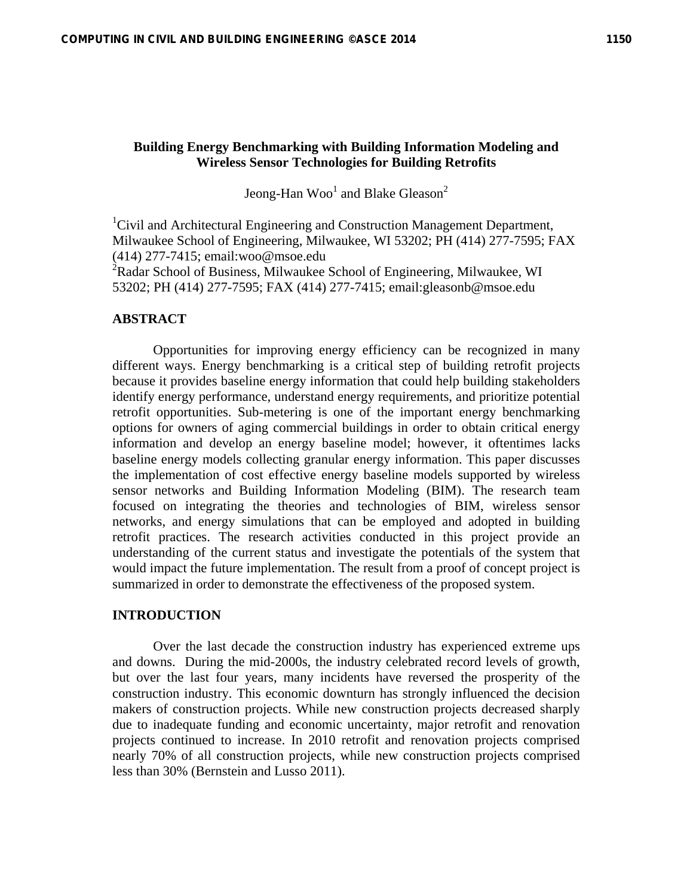# Building Energy Benchmarking with Building Information Modeling and Wireless Sensor Technologies for Building Retrofits

Jeong-Han Woo[1] and Blake Gleason[2]

[1]Civil and Architectural Engineering and Construction Management Department, Milwaukee School of Engineering, Milwaukee, WI 53202; PH (414) 277-7595; FAX (414) 277-7415; email:woo@msoe.edu
[2]Radar School of Business, Milwaukee School of Engineering, Milwaukee, WI 53202; PH (414) 277-7595; FAX (414) 277-7415; email:gleasonb@msoe.edu

## ABSTRACT

Opportunities for improving energy efficiency can be recognized in many different ways. Energy benchmarking is a critical step of building retrofit projects because it provides baseline energy information that could help building stakeholders identify energy performance, understand energy requirements, and prioritize potential retrofit opportunities. Sub-metering is one of the important energy benchmarking options for owners of aging commercial buildings in order to obtain critical energy information and develop an energy baseline model; however, it oftentimes lacks baseline energy models collecting granular energy information. This paper discusses the implementation of cost effective energy baseline models supported by wireless sensor networks and Building Information Modeling (BIM). The research team focused on integrating the theories and technologies of BIM, wireless sensor networks, and energy simulations that can be employed and adopted in building retrofit practices. The research activities conducted in this project provide an understanding of the current status and investigate the potentials of the system that would impact the future implementation. The result from a proof of concept project is summarized in order to demonstrate the effectiveness of the proposed system.

## INTRODUCTION

Over the last decade the construction industry has experienced extreme ups and downs. During the mid-2000s, the industry celebrated record levels of growth, but over the last four years, many incidents have reversed the prosperity of the construction industry. This economic downturn has strongly influenced the decision makers of construction projects. While new construction projects decreased sharply due to inadequate funding and economic uncertainty, major retrofit and renovation projects continued to increase. In 2010 retrofit and renovation projects comprised nearly 70% of all construction projects, while new construction projects comprised less than 30% (Bernstein and Lusso 2011).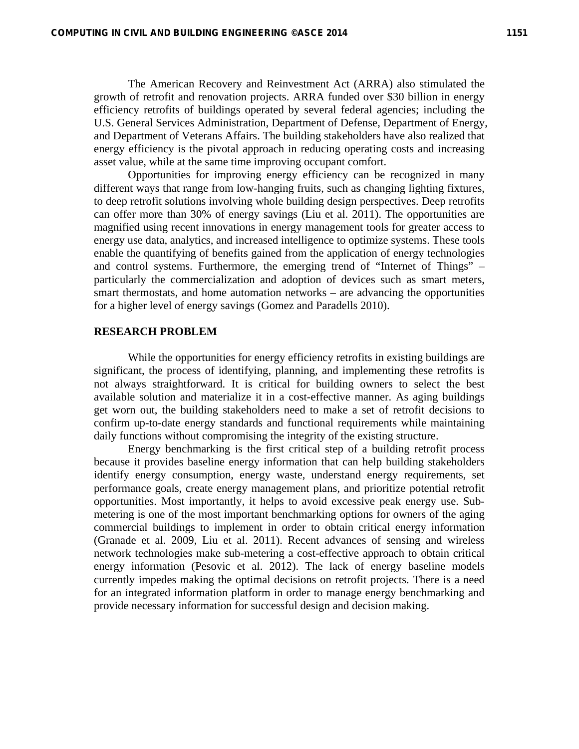The American Recovery and Reinvestment Act (ARRA) also stimulated the growth of retrofit and renovation projects. ARRA funded over $30 billion in energy efficiency retrofits of buildings operated by several federal agencies; including the U.S. General Services Administration, Department of Defense, Department of Energy, and Department of Veterans Affairs. The building stakeholders have also realized that energy efficiency is the pivotal approach in reducing operating costs and increasing asset value, while at the same time improving occupant comfort.

Opportunities for improving energy efficiency can be recognized in many different ways that range from low-hanging fruits, such as changing lighting fixtures, to deep retrofit solutions involving whole building design perspectives. Deep retrofits can offer more than 30% of energy savings (Liu et al. 2011). The opportunities are magnified using recent innovations in energy management tools for greater access to energy use data, analytics, and increased intelligence to optimize systems. These tools enable the quantifying of benefits gained from the application of energy technologies and control systems. Furthermore, the emerging trend of "Internet of Things" – particularly the commercialization and adoption of devices such as smart meters, smart thermostats, and home automation networks – are advancing the opportunities for a higher level of energy savings (Gomez and Paradells 2010).

## RESEARCH PROBLEM

While the opportunities for energy efficiency retrofits in existing buildings are significant, the process of identifying, planning, and implementing these retrofits is not always straightforward. It is critical for building owners to select the best available solution and materialize it in a cost-effective manner. As aging buildings get worn out, the building stakeholders need to make a set of retrofit decisions to confirm up-to-date energy standards and functional requirements while maintaining daily functions without compromising the integrity of the existing structure.

Energy benchmarking is the first critical step of a building retrofit process because it provides baseline energy information that can help building stakeholders identify energy consumption, energy waste, understand energy requirements, set performance goals, create energy management plans, and prioritize potential retrofit opportunities. Most importantly, it helps to avoid excessive peak energy use. Sub-metering is one of the most important benchmarking options for owners of the aging commercial buildings to implement in order to obtain critical energy information (Granade et al. 2009, Liu et al. 2011). Recent advances of sensing and wireless network technologies make sub-metering a cost-effective approach to obtain critical energy information (Pesovic et al. 2012). The lack of energy baseline models currently impedes making the optimal decisions on retrofit projects. There is a need for an integrated information platform in order to manage energy benchmarking and provide necessary information for successful design and decision making.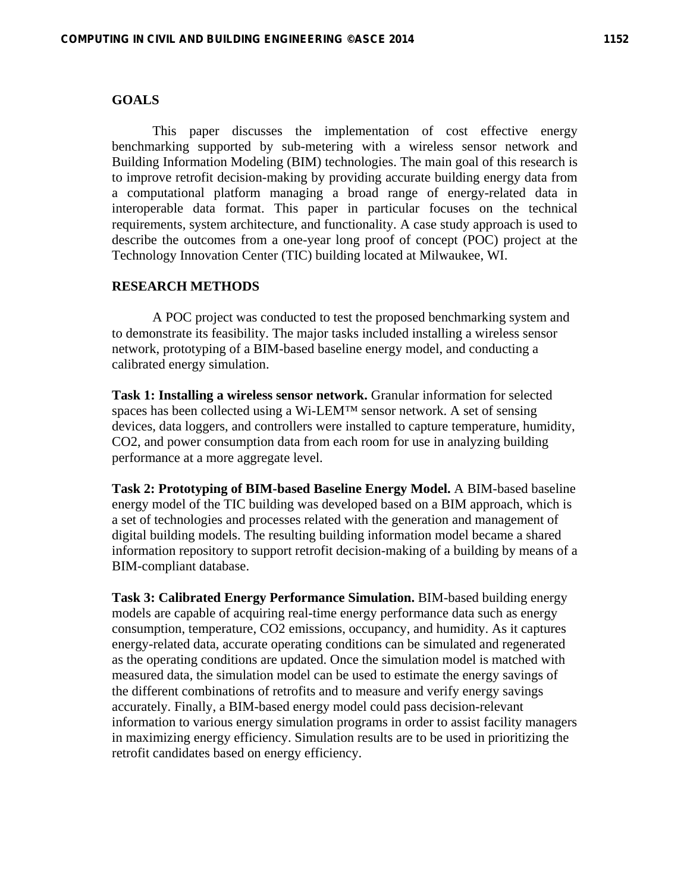## GOALS

This paper discusses the implementation of cost effective energy benchmarking supported by sub-metering with a wireless sensor network and Building Information Modeling (BIM) technologies. The main goal of this research is to improve retrofit decision-making by providing accurate building energy data from a computational platform managing a broad range of energy-related data in interoperable data format. This paper in particular focuses on the technical requirements, system architecture, and functionality. A case study approach is used to describe the outcomes from a one-year long proof of concept (POC) project at the Technology Innovation Center (TIC) building located at Milwaukee, WI.

## RESEARCH METHODS

A POC project was conducted to test the proposed benchmarking system and to demonstrate its feasibility. The major tasks included installing a wireless sensor network, prototyping of a BIM-based baseline energy model, and conducting a calibrated energy simulation.

**Task 1: Installing a wireless sensor network.** Granular information for selected spaces has been collected using a Wi-LEM™ sensor network. A set of sensing devices, data loggers, and controllers were installed to capture temperature, humidity, $CO_2$, and power consumption data from each room for use in analyzing building performance at a more aggregate level.

**Task 2: Prototyping of BIM-based Baseline Energy Model.** A BIM-based baseline energy model of the TIC building was developed based on a BIM approach, which is a set of technologies and processes related with the generation and management of digital building models. The resulting building information model became a shared information repository to support retrofit decision-making of a building by means of a BIM-compliant database.

**Task 3: Calibrated Energy Performance Simulation.** BIM-based building energy models are capable of acquiring real-time energy performance data such as energy consumption, temperature, $CO_2$ emissions, occupancy, and humidity. As it captures energy-related data, accurate operating conditions can be simulated and regenerated as the operating conditions are updated. Once the simulation model is matched with measured data, the simulation model can be used to estimate the energy savings of the different combinations of retrofits and to measure and verify energy savings accurately. Finally, a BIM-based energy model could pass decision-relevant information to various energy simulation programs in order to assist facility managers in maximizing energy efficiency. Simulation results are to be used in prioritizing the retrofit candidates based on energy efficiency.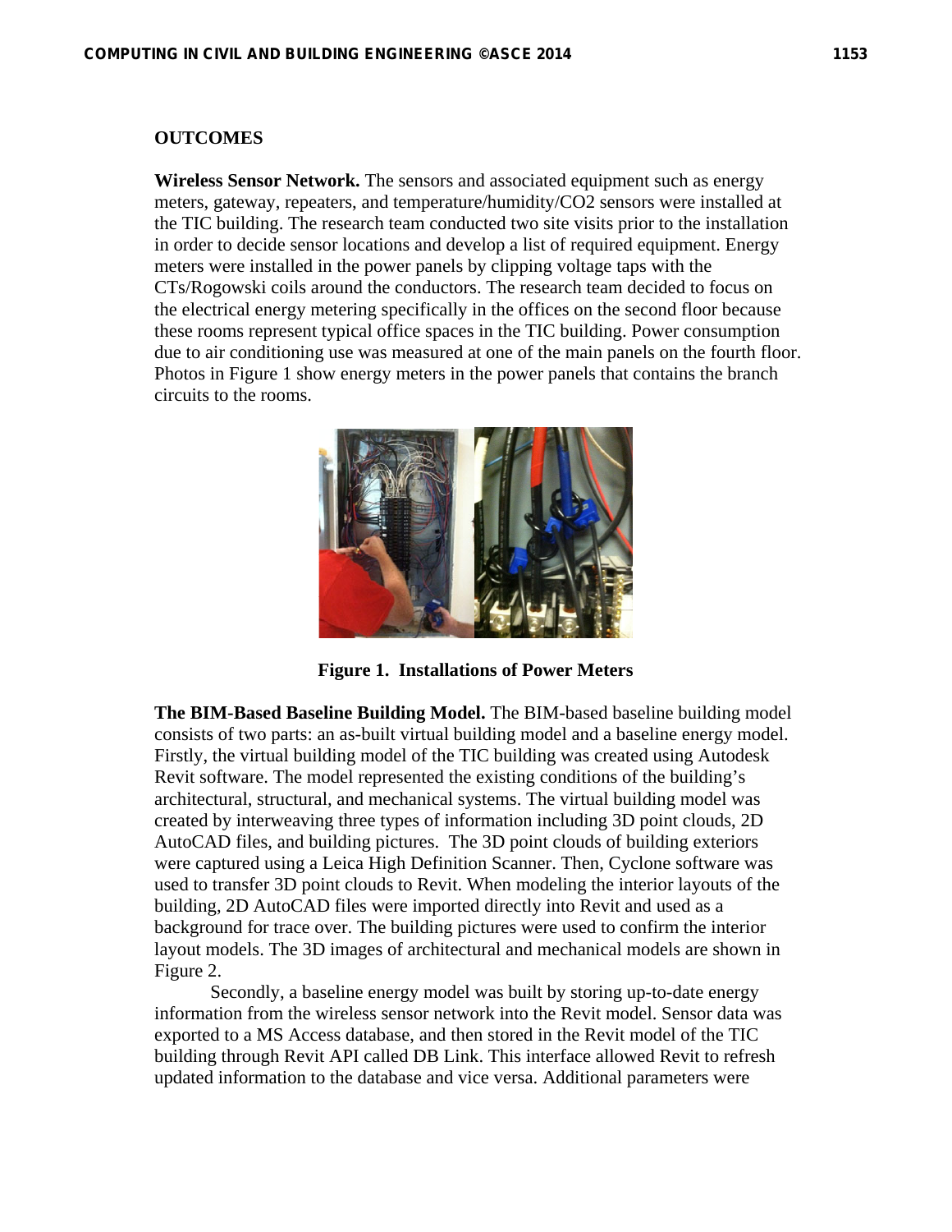## OUTCOMES

**Wireless Sensor Network.** The sensors and associated equipment such as energy meters, gateway, repeaters, and temperature/humidity/CO2 sensors were installed at the TIC building. The research team conducted two site visits prior to the installation in order to decide sensor locations and develop a list of required equipment. Energy meters were installed in the power panels by clipping voltage taps with the CTs/Rogowski coils around the conductors. The research team decided to focus on the electrical energy metering specifically in the offices on the second floor because these rooms represent typical office spaces in the TIC building. Power consumption due to air conditioning use was measured at one of the main panels on the fourth floor. Photos in Figure 1 show energy meters in the power panels that contains the branch circuits to the rooms.

**Figure 1. Installations of Power Meters**

**The BIM-Based Baseline Building Model.** The BIM-based baseline building model consists of two parts: an as-built virtual building model and a baseline energy model. Firstly, the virtual building model of the TIC building was created using Autodesk Revit software. The model represented the existing conditions of the building's architectural, structural, and mechanical systems. The virtual building model was created by interweaving three types of information including 3D point clouds, 2D AutoCAD files, and building pictures. The 3D point clouds of building exteriors were captured using a Leica High Definition Scanner. Then, Cyclone software was used to transfer 3D point clouds to Revit. When modeling the interior layouts of the building, 2D AutoCAD files were imported directly into Revit and used as a background for trace over. The building pictures were used to confirm the interior layout models. The 3D images of architectural and mechanical models are shown in Figure 2.

Secondly, a baseline energy model was built by storing up-to-date energy information from the wireless sensor network into the Revit model. Sensor data was exported to a MS Access database, and then stored in the Revit model of the TIC building through Revit API called DB Link. This interface allowed Revit to refresh updated information to the database and vice versa. Additional parameters were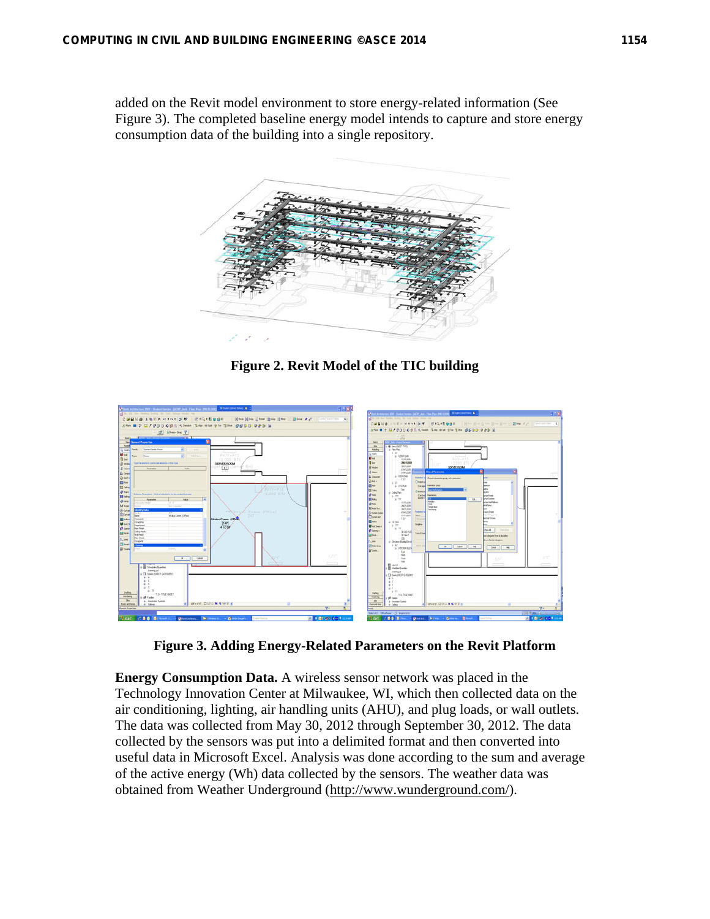added on the Revit model environment to store energy-related information (See Figure 3). The completed baseline energy model intends to capture and store energy consumption data of the building into a single repository.

**Figure 2. Revit Model of the TIC building**

**Figure 3. Adding Energy-Related Parameters on the Revit Platform**

**Energy Consumption Data.** A wireless sensor network was placed in the Technology Innovation Center at Milwaukee, WI, which then collected data on the air conditioning, lighting, air handling units (AHU), and plug loads, or wall outlets. The data was collected from May 30, 2012 through September 30, 2012. The data collected by the sensors was put into a delimited format and then converted into useful data in Microsoft Excel. Analysis was done according to the sum and average of the active energy (Wh) data collected by the sensors. The weather data was obtained from Weather Underground (http://www.wunderground.com/).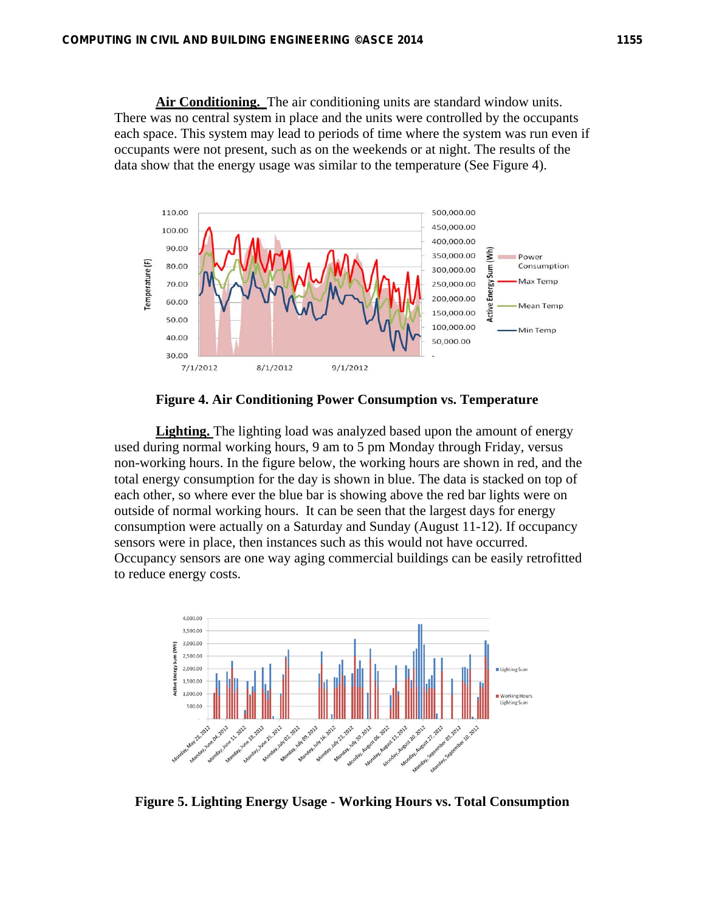**Air Conditioning.** The air conditioning units are standard window units. There was no central system in place and the units were controlled by the occupants each space. This system may lead to periods of time where the system was run even if occupants were not present, such as on the weekends or at night. The results of the data show that the energy usage was similar to the temperature (See Figure 4).

**Figure 4. Air Conditioning Power Consumption vs. Temperature**

**Lighting.** The lighting load was analyzed based upon the amount of energy used during normal working hours, 9 am to 5 pm Monday through Friday, versus non-working hours. In the figure below, the working hours are shown in red, and the total energy consumption for the day is shown in blue. The data is stacked on top of each other, so where ever the blue bar is showing above the red bar lights were on outside of normal working hours. It can be seen that the largest days for energy consumption were actually on a Saturday and Sunday (August 11-12). If occupancy sensors were in place, then instances such as this would not have occurred. Occupancy sensors are one way aging commercial buildings can be easily retrofitted to reduce energy costs.

**Figure 5. Lighting Energy Usage - Working Hours vs. Total Consumption**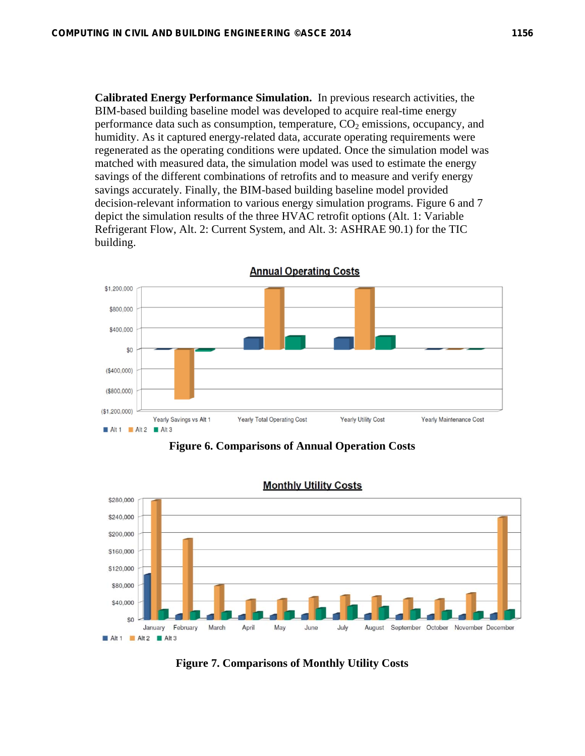**Calibrated Energy Performance Simulation.** In previous research activities, the BIM-based building baseline model was developed to acquire real-time energy performance data such as consumption, temperature, $CO_2$ emissions, occupancy, and humidity. As it captured energy-related data, accurate operating requirements were regenerated as the operating conditions were updated. Once the simulation model was matched with measured data, the simulation model was used to estimate the energy savings of the different combinations of retrofits and to measure and verify energy savings accurately. Finally, the BIM-based building baseline model provided decision-relevant information to various energy simulation programs. Figure 6 and 7 depict the simulation results of the three HVAC retrofit options (Alt. 1: Variable Refrigerant Flow, Alt. 2: Current System, and Alt. 3: ASHRAE 90.1) for the TIC building.

**Figure 6. Comparisons of Annual Operation Costs**

**Figure 7. Comparisons of Monthly Utility Costs**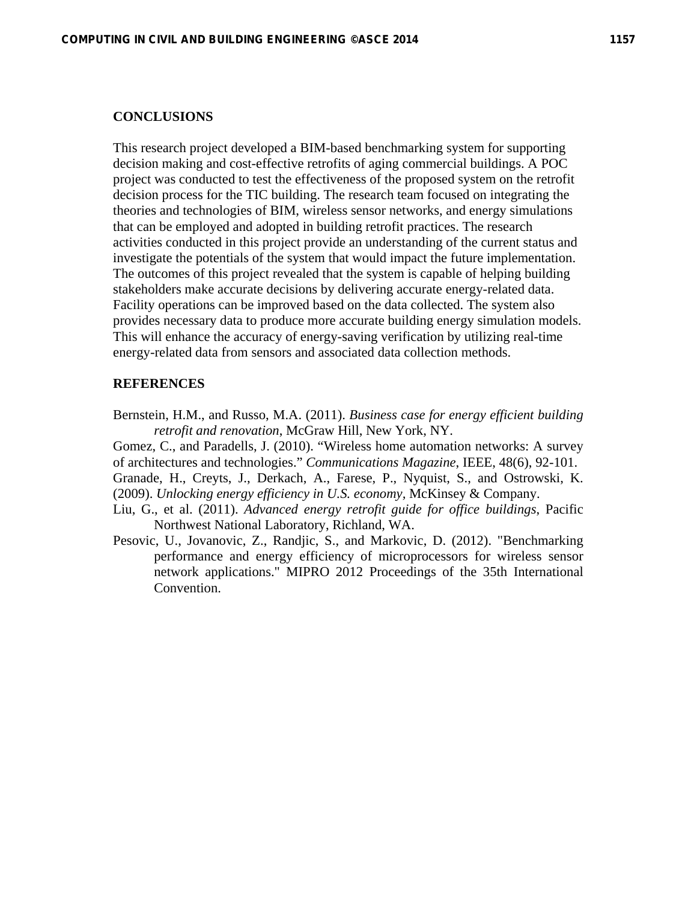## CONCLUSIONS

This research project developed a BIM-based benchmarking system for supporting decision making and cost-effective retrofits of aging commercial buildings. A POC project was conducted to test the effectiveness of the proposed system on the retrofit decision process for the TIC building. The research team focused on integrating the theories and technologies of BIM, wireless sensor networks, and energy simulations that can be employed and adopted in building retrofit practices. The research activities conducted in this project provide an understanding of the current status and investigate the potentials of the system that would impact the future implementation. The outcomes of this project revealed that the system is capable of helping building stakeholders make accurate decisions by delivering accurate energy-related data. Facility operations can be improved based on the data collected. The system also provides necessary data to produce more accurate building energy simulation models. This will enhance the accuracy of energy-saving verification by utilizing real-time energy-related data from sensors and associated data collection methods.

## REFERENCES

Bernstein, H.M., and Russo, M.A. (2011). *Business case for energy efficient building retrofit and renovation*, McGraw Hill, New York, NY.

Gomez, C., and Paradells, J. (2010). “Wireless home automation networks: A survey of architectures and technologies.” *Communications Magazine*, IEEE, 48(6), 92-101.

Granade, H., Creyts, J., Derkach, A., Farese, P., Nyquist, S., and Ostrowski, K. (2009). *Unlocking energy efficiency in U.S. economy*, McKinsey & Company.

Liu, G., et al. (2011). *Advanced energy retrofit guide for office buildings*, Pacific Northwest National Laboratory, Richland, WA.

Pesovic, U., Jovanovic, Z., Randjic, S., and Markovic, D. (2012). "Benchmarking performance and energy efficiency of microprocessors for wireless sensor network applications." MIPRO 2012 Proceedings of the 35th International Convention.